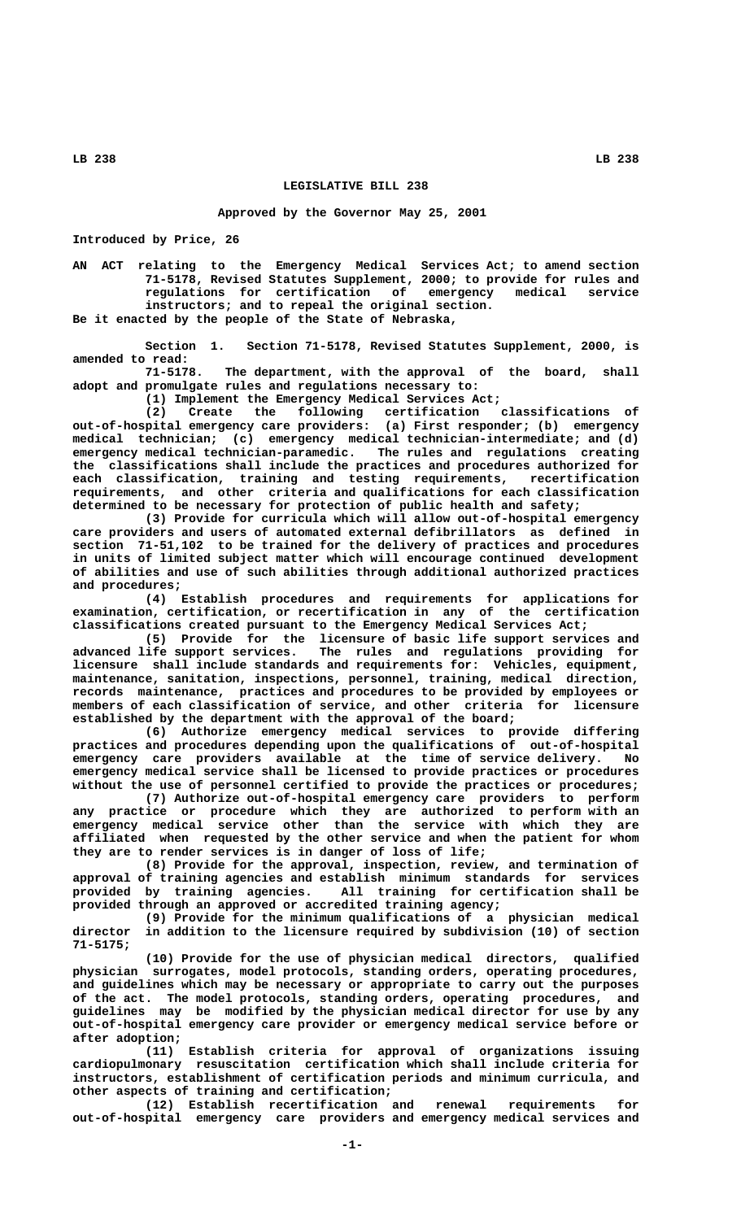# LEGISLATIVE BILL 238

**Approved by the Governor May 25, 2001**

Introduced by Price, 26

AN ACT relating to the Emergency Medical Services Act; to amend section 71-5178, Revised Statutes Supplement, 2000; to provide for rules and regulations for certification of emergency medical service instructors; and to repeal the original section.

Be it enacted by the people of the State of Nebraska,

Section 1. Section 71-5178, Revised Statutes Supplement, 2000, is amended to read:

71-5178. The department, with the approval of the board, shall adopt and promulgate rules and regulations necessary to:

(1) Implement the Emergency Medical Services Act;

(2) Create the following certification classifications of out-of-hospital emergency care providers: (a) First responder; (b) emergency medical technician; (c) emergency medical technician-intermediate; and (d) emergency medical technician-paramedic. The rules and regulations creating the classifications shall include the practices and procedures authorized for each classification, training and testing requirements, recertification requirements, and other criteria and qualifications for each classification determined to be necessary for protection of public health and safety;

(3) Provide for curricula which will allow out-of-hospital emergency care providers and users of automated external defibrillators as defined in section 71-51,102 to be trained for the delivery of practices and procedures in units of limited subject matter which will encourage continued development of abilities and use of such abilities through additional authorized practices and procedures;

(4) Establish procedures and requirements for applications for examination, certification, or recertification in any of the certification classifications created pursuant to the Emergency Medical Services Act;

(5) Provide for the licensure of basic life support services and advanced life support services. The rules and regulations providing for licensure shall include standards and requirements for: Vehicles, equipment, maintenance, sanitation, inspections, personnel, training, medical direction, records maintenance, practices and procedures to be provided by employees or members of each classification of service, and other criteria for licensure established by the department with the approval of the board;

(6) Authorize emergency medical services to provide differing practices and procedures depending upon the qualifications of out-of-hospital emergency care providers available at the time of service delivery. No emergency medical service shall be licensed to provide practices or procedures without the use of personnel certified to provide the practices or procedures;

(7) Authorize out-of-hospital emergency care providers to perform any practice or procedure which they are authorized to perform with an emergency medical service other than the service with which they are affiliated when requested by the other service and when the patient for whom they are to render services is in danger of loss of life;

(8) Provide for the approval, inspection, review, and termination of approval of training agencies and establish minimum standards for services provided by training agencies. All training for certification shall be provided through an approved or accredited training agency;

(9) Provide for the minimum qualifications of a physician medical director in addition to the licensure required by subdivision (10) of section 71-5175;

(10) Provide for the use of physician medical directors, qualified physician surrogates, model protocols, standing orders, operating procedures, and guidelines which may be necessary or appropriate to carry out the purposes of the act. The model protocols, standing orders, operating procedures, and guidelines may be modified by the physician medical director for use by any out-of-hospital emergency care provider or emergency medical service before or after adoption;

(11) Establish criteria for approval of organizations issuing cardiopulmonary resuscitation certification which shall include criteria for instructors, establishment of certification periods and minimum curricula, and other aspects of training and certification;

(12) Establish recertification and renewal requirements for out-of-hospital emergency care providers and emergency medical services and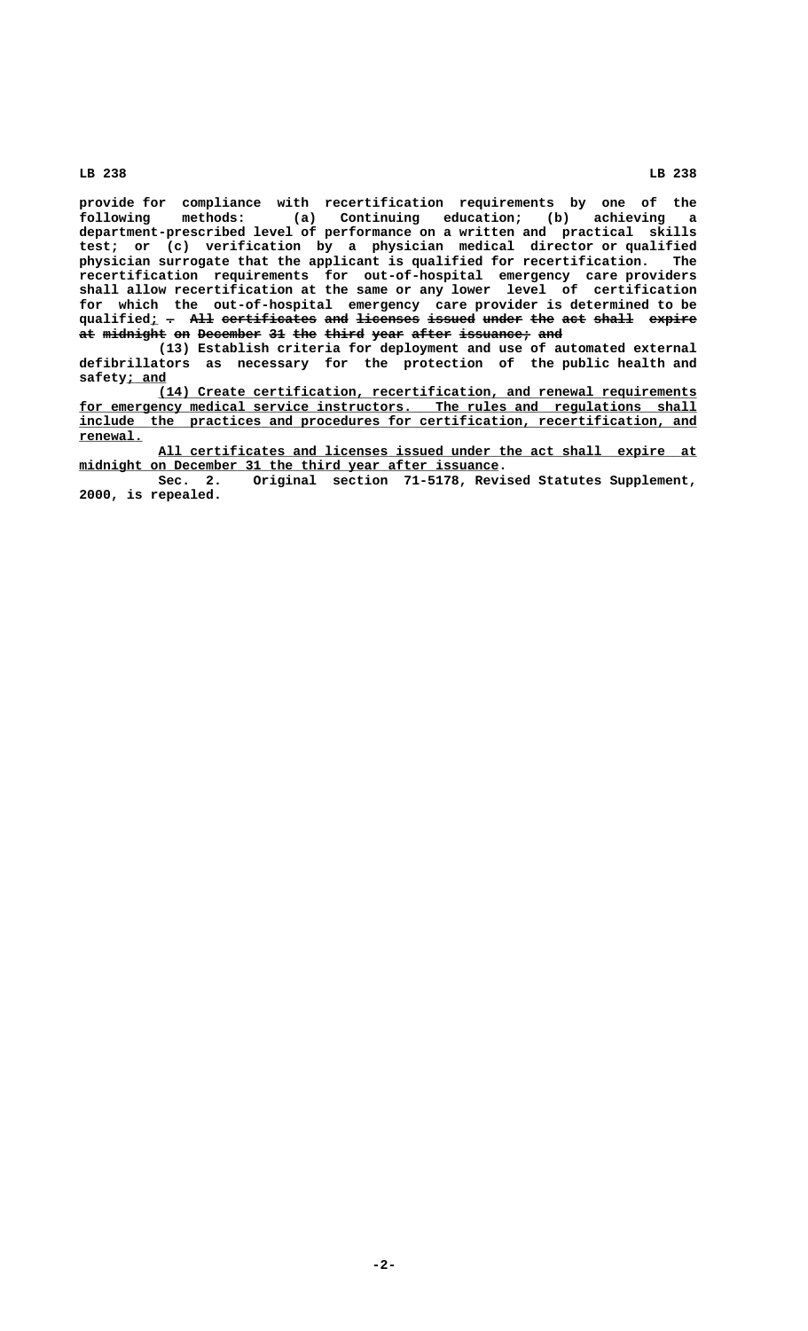provide for compliance with recertification requirements by one of the following methods: (a) Continuing education; (b) achieving a department-prescribed level of performance on a written and practical skills test; or (c) verification by a physician medical director or qualified physician surrogate that the applicant is qualified for recertification. The recertification requirements for out-of-hospital emergency care providers shall allow recertification at the same or any lower level of certification for which the out-of-hospital emergency care provider is determined to be qualified<u>;</u> ~~. All certificates and licenses issued under the act shall expire at midnight on December 31 the third year after issuance; and~~

(13) Establish criteria for deployment and use of automated external defibrillators as necessary for the protection of the public health and safety<u>; and</u>

<u>(14) Create certification, recertification, and renewal requirements for emergency medical service instructors. The rules and regulations shall include the practices and procedures for certification, recertification, and renewal.</u>

<u>All certificates and licenses issued under the act shall expire at midnight on December 31 the third year after issuance</u>.

Sec. 2. Original section 71-5178, Revised Statutes Supplement, 2000, is repealed.